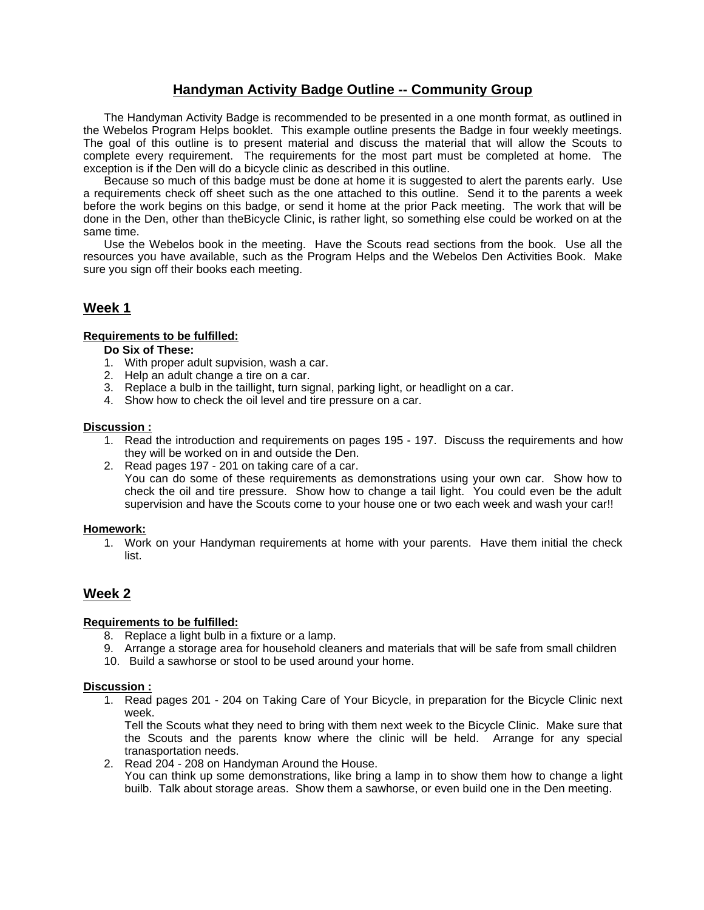# Handyman Activity Badge Outline -- Community Group

The Handyman Activity Badge is recommended to be presented in a one month format, as outlined in the Webelos Program Helps booklet. This example outline presents the Badge in four weekly meetings. The goal of this outline is to present material and discuss the material that will allow the Scouts to complete every requirement. The requirements for the most part must be completed at home. The exception is if the Den will do a bicycle clinic as described in this outline.

Because so much of this badge must be done at home it is suggested to alert the parents early. Use a requirements check off sheet such as the one attached to this outline. Send it to the parents a week before the work begins on this badge, or send it home at the prior Pack meeting. The work that will be done in the Den, other than theBicycle Clinic, is rather light, so something else could be worked on at the same time.

Use the Webelos book in the meeting. Have the Scouts read sections from the book. Use all the resources you have available, such as the Program Helps and the Webelos Den Activities Book. Make sure you sign off their books each meeting.

## Week 1

**Requirements to be fulfilled:**

**Do Six of These:**

1. With proper adult supvision, wash a car.
2. Help an adult change a tire on a car.
3. Replace a bulb in the taillight, turn signal, parking light, or headlight on a car.
4. Show how to check the oil level and tire pressure on a car.

**Discussion :**

1. Read the introduction and requirements on pages 195 - 197. Discuss the requirements and how they will be worked on in and outside the Den.
2. Read pages 197 - 201 on taking care of a car.
   You can do some of these requirements as demonstrations using your own car. Show how to check the oil and tire pressure. Show how to change a tail light. You could even be the adult supervision and have the Scouts come to your house one or two each week and wash your car!!

**Homework:**

1. Work on your Handyman requirements at home with your parents. Have them initial the check list.

## Week 2

**Requirements to be fulfilled:**

8. Replace a light bulb in a fixture or a lamp.
9. Arrange a storage area for household cleaners and materials that will be safe from small children
10. Build a sawhorse or stool to be used around your home.

**Discussion :**

1. Read pages 201 - 204 on Taking Care of Your Bicycle, in preparation for the Bicycle Clinic next week.
   Tell the Scouts what they need to bring with them next week to the Bicycle Clinic. Make sure that the Scouts and the parents know where the clinic will be held. Arrange for any special transaportation needs.
2. Read 204 - 208 on Handyman Around the House.
   You can think up some demonstrations, like bring a lamp in to show them how to change a light builb. Talk about storage areas. Show them a sawhorse, or even build one in the Den meeting.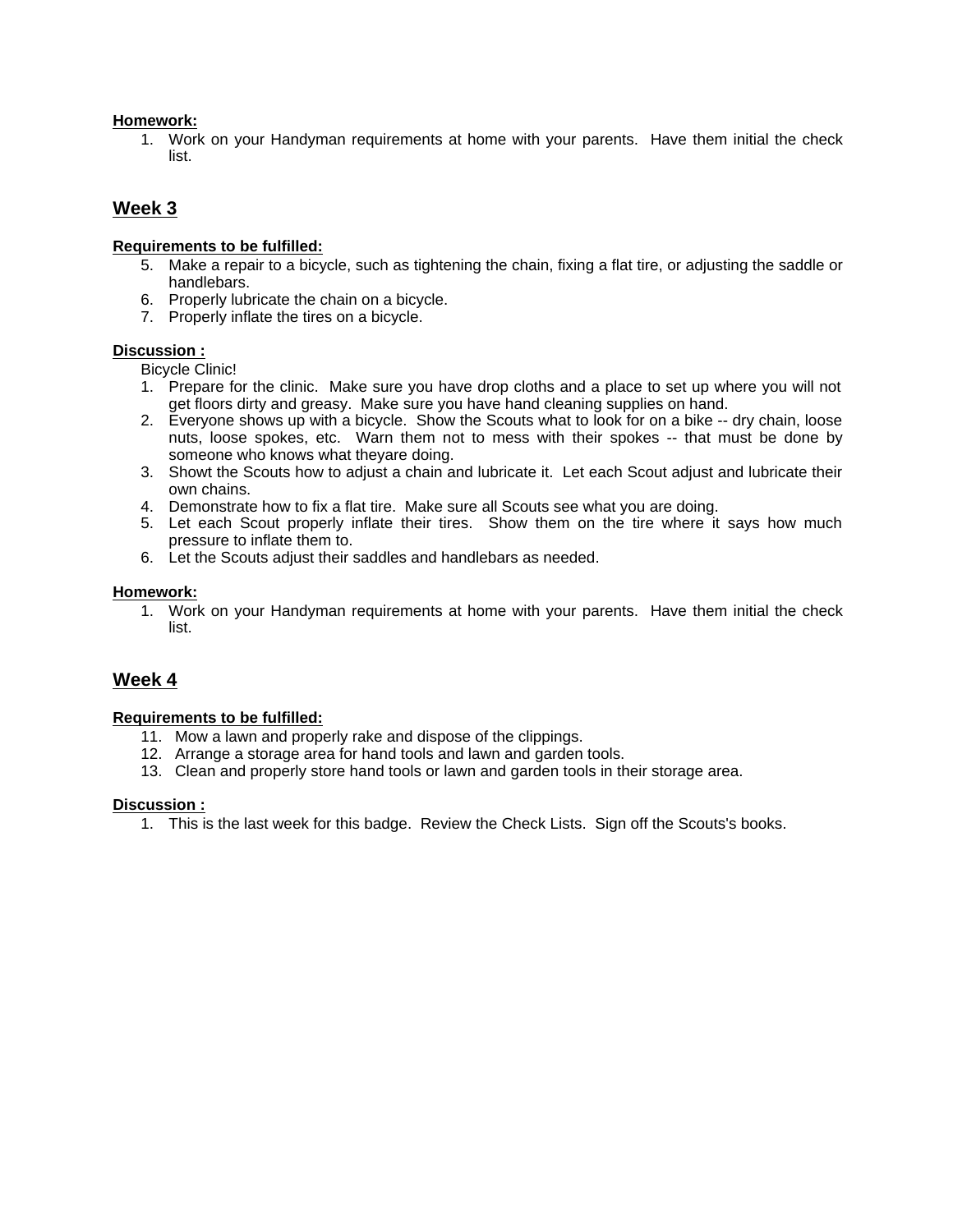**Homework:**

1. Work on your Handyman requirements at home with your parents. Have them initial the check list.

## Week 3

**Requirements to be fulfilled:**

5. Make a repair to a bicycle, such as tightening the chain, fixing a flat tire, or adjusting the saddle or handlebars.
6. Properly lubricate the chain on a bicycle.
7. Properly inflate the tires on a bicycle.

**Discussion :**

Bicycle Clinic!

1. Prepare for the clinic. Make sure you have drop cloths and a place to set up where you will not get floors dirty and greasy. Make sure you have hand cleaning supplies on hand.
2. Everyone shows up with a bicycle. Show the Scouts what to look for on a bike -- dry chain, loose nuts, loose spokes, etc. Warn them not to mess with their spokes -- that must be done by someone who knows what theyare doing.
3. Showt the Scouts how to adjust a chain and lubricate it. Let each Scout adjust and lubricate their own chains.
4. Demonstrate how to fix a flat tire. Make sure all Scouts see what you are doing.
5. Let each Scout properly inflate their tires. Show them on the tire where it says how much pressure to inflate them to.
6. Let the Scouts adjust their saddles and handlebars as needed.

**Homework:**

1. Work on your Handyman requirements at home with your parents. Have them initial the check list.

## Week 4

**Requirements to be fulfilled:**

11. Mow a lawn and properly rake and dispose of the clippings.
12. Arrange a storage area for hand tools and lawn and garden tools.
13. Clean and properly store hand tools or lawn and garden tools in their storage area.

**Discussion :**

1. This is the last week for this badge. Review the Check Lists. Sign off the Scouts's books.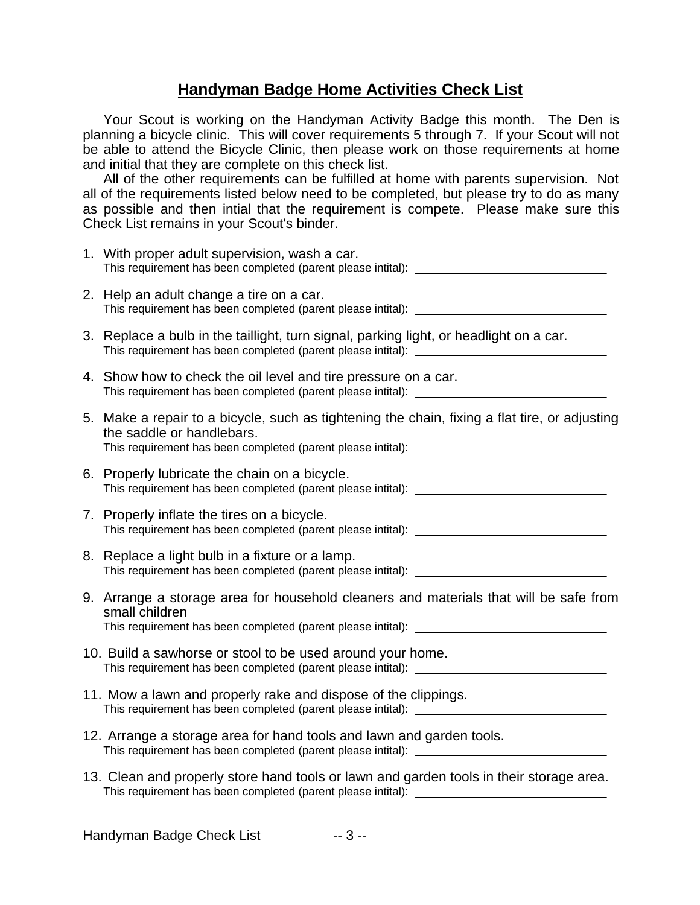# Handyman Badge Home Activities Check List

Your Scout is working on the Handyman Activity Badge this month. The Den is planning a bicycle clinic. This will cover requirements 5 through 7. If your Scout will not be able to attend the Bicycle Clinic, then please work on those requirements at home and initial that they are complete on this check list.

All of the other requirements can be fulfilled at home with parents supervision. Not all of the requirements listed below need to be completed, but please try to do as many as possible and then intial that the requirement is compete. Please make sure this Check List remains in your Scout's binder.

1. With proper adult supervision, wash a car.
   This requirement has been completed (parent please intital): ______________________________

2. Help an adult change a tire on a car.
   This requirement has been completed (parent please intital): ______________________________

3. Replace a bulb in the taillight, turn signal, parking light, or headlight on a car.
   This requirement has been completed (parent please intital): ______________________________

4. Show how to check the oil level and tire pressure on a car.
   This requirement has been completed (parent please intital): ______________________________

5. Make a repair to a bicycle, such as tightening the chain, fixing a flat tire, or adjusting the saddle or handlebars.
   This requirement has been completed (parent please intital): ______________________________

6. Properly lubricate the chain on a bicycle.
   This requirement has been completed (parent please intital): ______________________________

7. Properly inflate the tires on a bicycle.
   This requirement has been completed (parent please intital): ______________________________

8. Replace a light bulb in a fixture or a lamp.
   This requirement has been completed (parent please intital): ______________________________

9. Arrange a storage area for household cleaners and materials that will be safe from small children
   This requirement has been completed (parent please intital): ______________________________

10. Build a sawhorse or stool to be used around your home.
    This requirement has been completed (parent please intital): ______________________________

11. Mow a lawn and properly rake and dispose of the clippings.
    This requirement has been completed (parent please intital): ______________________________

12. Arrange a storage area for hand tools and lawn and garden tools.
    This requirement has been completed (parent please intital): ______________________________

13. Clean and properly store hand tools or lawn and garden tools in their storage area.
    This requirement has been completed (parent please intital): ______________________________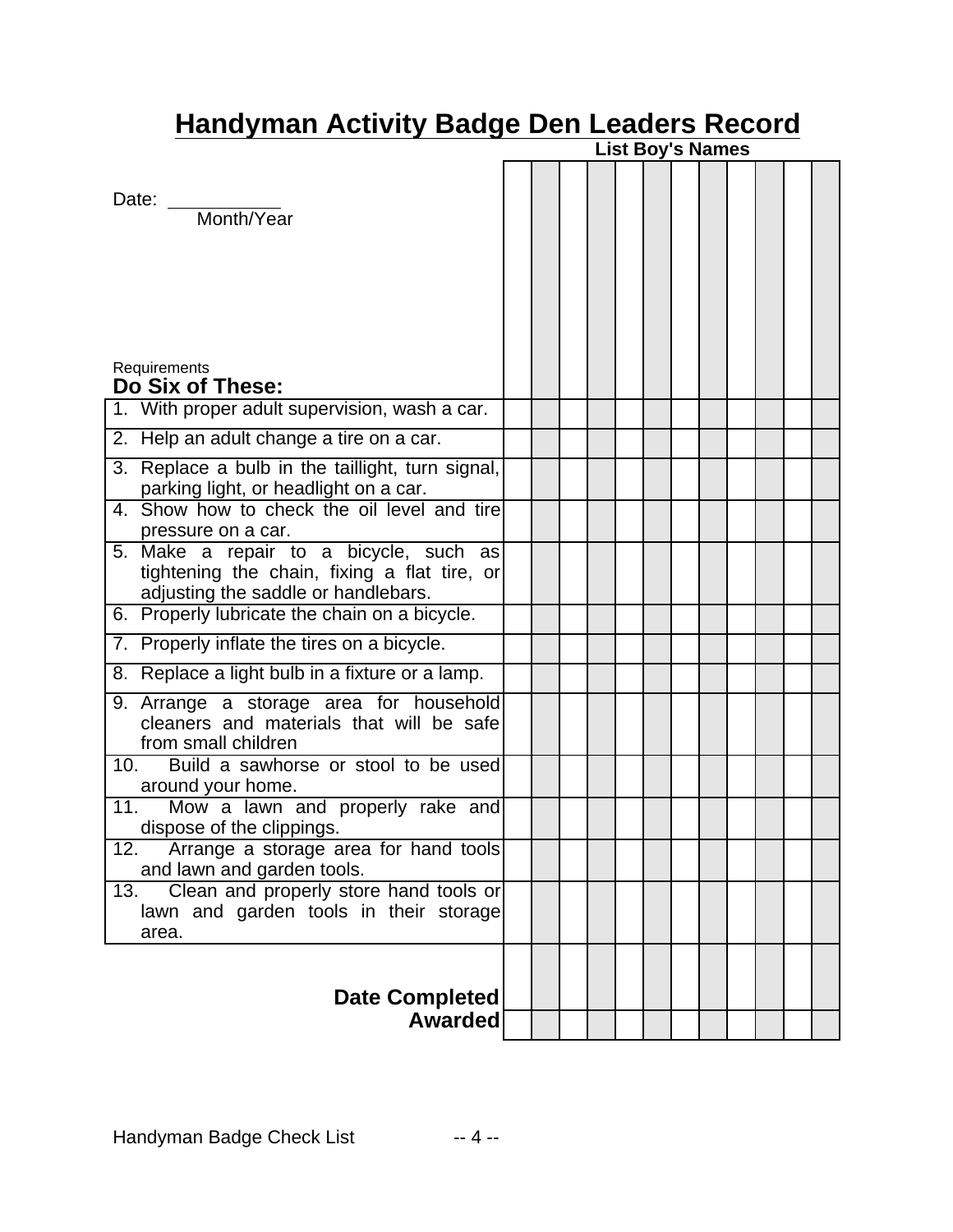# Handyman Activity Badge Den Leaders Record

| Date: ___________ Month/Year<br><br>Requirements<br>**Do Six of These:** | List Boy's Names | | | | | | | | | | | |
|---|---|---|---|---|---|---|---|---|---|---|---|---|
| 1. With proper adult supervision, wash a car. | | | | | | | | | | | | |
| 2. Help an adult change a tire on a car. | | | | | | | | | | | | |
| 3. Replace a bulb in the taillight, turn signal, parking light, or headlight on a car. | | | | | | | | | | | | |
| 4. Show how to check the oil level and tire pressure on a car. | | | | | | | | | | | | |
| 5. Make a repair to a bicycle, such as tightening the chain, fixing a flat tire, or adjusting the saddle or handlebars. | | | | | | | | | | | | |
| 6. Properly lubricate the chain on a bicycle. | | | | | | | | | | | | |
| 7. Properly inflate the tires on a bicycle. | | | | | | | | | | | | |
| 8. Replace a light bulb in a fixture or a lamp. | | | | | | | | | | | | |
| 9. Arrange a storage area for household cleaners and materials that will be safe from small children | | | | | | | | | | | | |
| 10. Build a sawhorse or stool to be used around your home. | | | | | | | | | | | | |
| 11. Mow a lawn and properly rake and dispose of the clippings. | | | | | | | | | | | | |
| 12. Arrange a storage area for hand tools and lawn and garden tools. | | | | | | | | | | | | |
| 13. Clean and properly store hand tools or lawn and garden tools in their storage area. | | | | | | | | | | | | |
| **Date Completed** | | | | | | | | | | | | |
| **Awarded** | | | | | | | | | | | | |